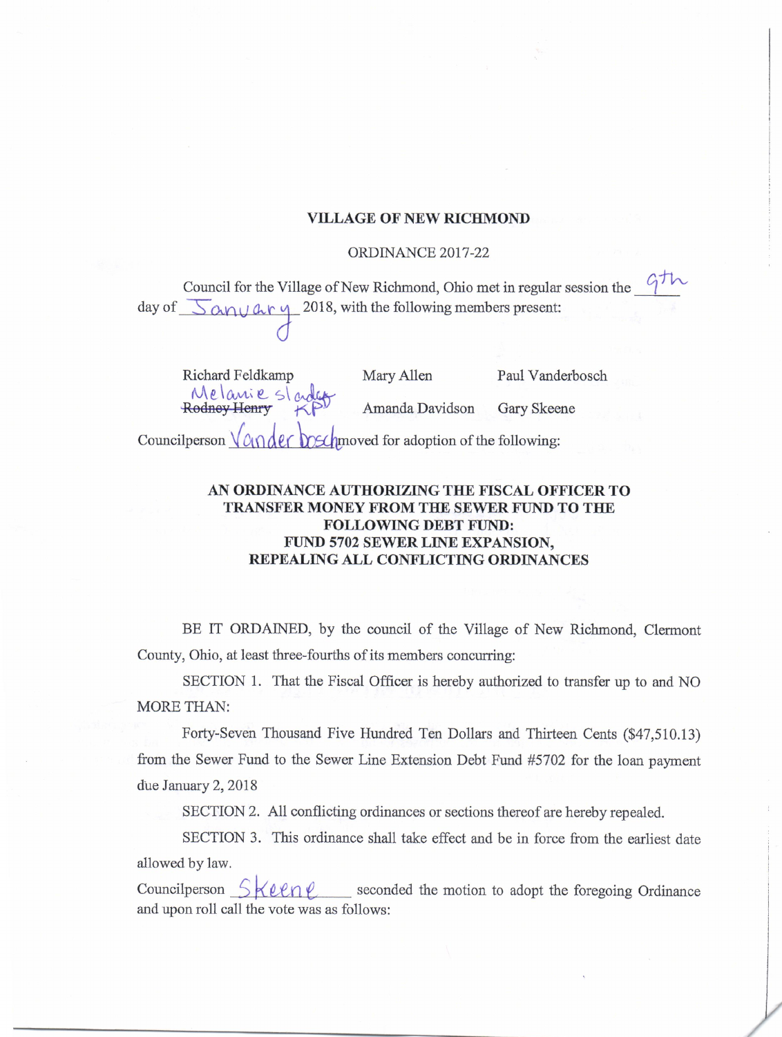**VILLAGE OF NEW RICHMOND**

ORDINANCE 2017-22

Council for the Village of New Richmond, Ohio met in regular session the 9th day of January 2018, with the following members present:

| | | |
|---|---|---|
| Richard Feldkamp | Mary Allen | Paul Vanderbosch |
| Melanie Slader ~~Rodney Henry~~ KP | Amanda Davidson | Gary Skeene |

Councilperson Vanderbosch moved for adoption of the following:

**AN ORDINANCE AUTHORIZING THE FISCAL OFFICER TO TRANSFER MONEY FROM THE SEWER FUND TO THE FOLLOWING DEBT FUND: FUND 5702 SEWER LINE EXPANSION, REPEALING ALL CONFLICTING ORDINANCES**

BE IT ORDAINED, by the council of the Village of New Richmond, Clermont County, Ohio, at least three-fourths of its members concurring:

SECTION 1. That the Fiscal Officer is hereby authorized to transfer up to and NO MORE THAN:

Forty-Seven Thousand Five Hundred Ten Dollars and Thirteen Cents ($47,510.13) from the Sewer Fund to the Sewer Line Extension Debt Fund #5702 for the loan payment due January 2, 2018

SECTION 2. All conflicting ordinances or sections thereof are hereby repealed.

SECTION 3. This ordinance shall take effect and be in force from the earliest date allowed by law.

Councilperson Skeene seconded the motion to adopt the foregoing Ordinance and upon roll call the vote was as follows: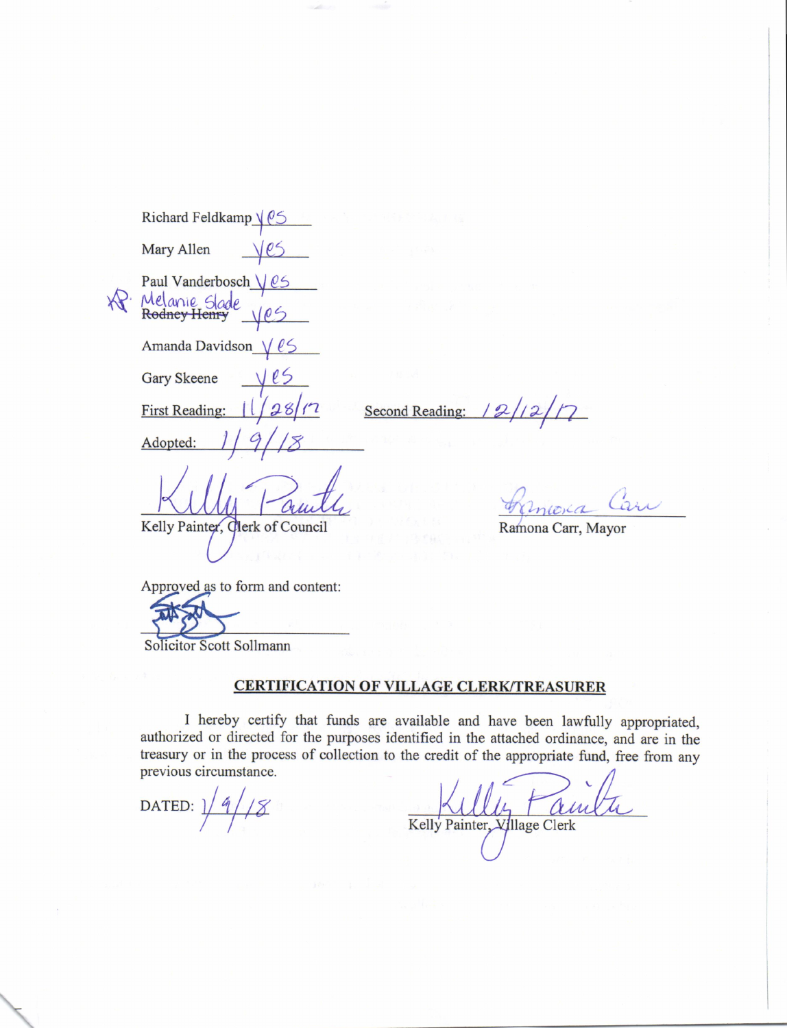Richard Feldkamp Yes

Mary Allen Yes

Paul Vanderbosch Yes

Melanie Slade ~~Rodney Henry~~ Yes

Amanda Davidson Yes

Gary Skeene Yes

First Reading: 11/28/17 Second Reading: 12/12/17

Adopted: 1/9/18

Kelly Painter, Clerk of Council

Ramona Carr, Mayor

Approved as to form and content:

Solicitor Scott Sollmann

## CERTIFICATION OF VILLAGE CLERK/TREASURER

I hereby certify that funds are available and have been lawfully appropriated, authorized or directed for the purposes identified in the attached ordinance, and are in the treasury or in the process of collection to the credit of the appropriate fund, free from any previous circumstance.

DATED: 1/9/18

Kelly Painter, Village Clerk